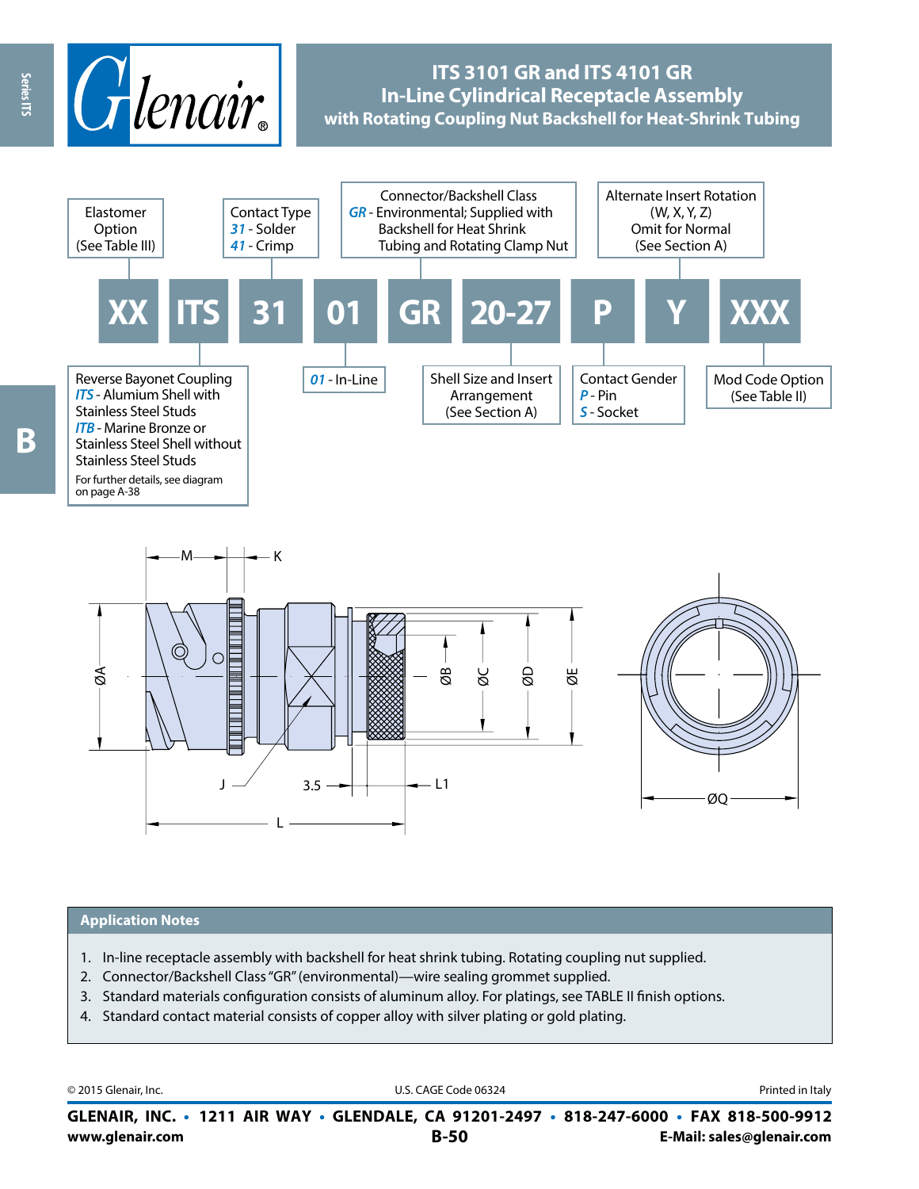# ITS 3101 GR and ITS 4101 GR
## In-Line Cylindrical Receptacle Assembly
### with Rotating Coupling Nut Backshell for Heat-Shrink Tubing

| XX | ITS | 31 | 01 | GR | 20-27 | P | Y | XXX |
|---|---|---|---|---|---|---|---|---|

- **XX** – Elastomer Option (See Table III)
- **ITS** – Reverse Bayonet Coupling
  - *ITS* - Alumium Shell with Stainless Steel Studs
  - *ITB* - Marine Bronze or Stainless Steel Shell without Stainless Steel Studs
  - For further details, see diagram on page A-38
- **31** – Contact Type
  - *31* - Solder
  - *41* - Crimp
- **01** – *01* - In-Line
- **GR** – Connector/Backshell Class
  - *GR* - Environmental; Supplied with Backshell for Heat Shrink Tubing and Rotating Clamp Nut
- **20-27** – Shell Size and Insert Arrangement (See Section A)
- **P** – Contact Gender
  - *P* - Pin
  - *S* - Socket
- **Y** – Alternate Insert Rotation (W, X, Y, Z) Omit for Normal (See Section A)
- **XXX** – Mod Code Option (See Table II)

M, K, ØA, ØB, ØC, ØD, ØE, J, 3.5, L1, L, ØQ

## Application Notes

1. In-line receptacle assembly with backshell for heat shrink tubing. Rotating coupling nut supplied.
2. Connector/Backshell Class "GR" (environmental)—wire sealing grommet supplied.
3. Standard materials configuration consists of aluminum alloy. For platings, see TABLE II finish options.
4. Standard contact material consists of copper alloy with silver plating or gold plating.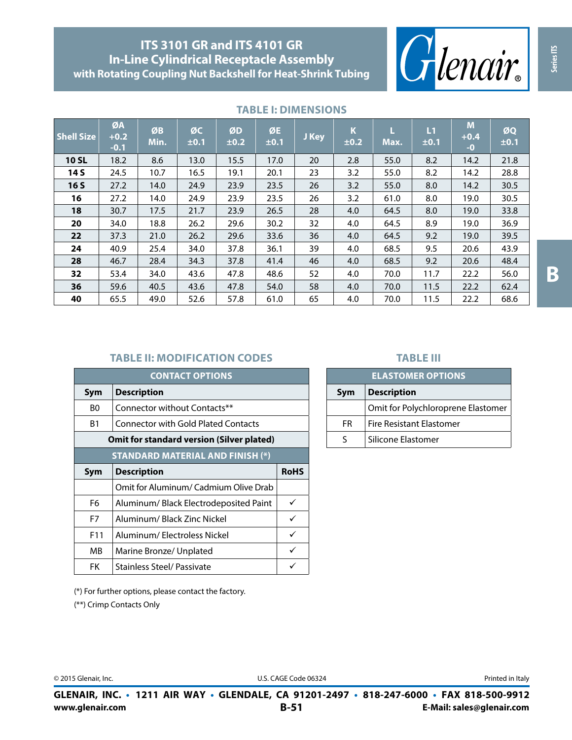# ITS 3101 GR and ITS 4101 GR
## In-Line Cylindrical Receptacle Assembly
### with Rotating Coupling Nut Backshell for Heat-Shrink Tubing

## TABLE I: DIMENSIONS

| Shell Size | ØA +0.2 -0.1 | ØB Min. | ØC ±0.1 | ØD ±0.2 | ØE ±0.1 | J Key | K ±0.2 | L Max. | L1 ±0.1 | M +0.4 -0 | ØQ ±0.1 |
|---|---|---|---|---|---|---|---|---|---|---|---|
| **10 SL** | 18.2 | 8.6 | 13.0 | 15.5 | 17.0 | 20 | 2.8 | 55.0 | 8.2 | 14.2 | 21.8 |
| **14 S** | 24.5 | 10.7 | 16.5 | 19.1 | 20.1 | 23 | 3.2 | 55.0 | 8.2 | 14.2 | 28.8 |
| **16 S** | 27.2 | 14.0 | 24.9 | 23.9 | 23.5 | 26 | 3.2 | 55.0 | 8.0 | 14.2 | 30.5 |
| **16** | 27.2 | 14.0 | 24.9 | 23.9 | 23.5 | 26 | 3.2 | 61.0 | 8.0 | 19.0 | 30.5 |
| **18** | 30.7 | 17.5 | 21.7 | 23.9 | 26.5 | 28 | 4.0 | 64.5 | 8.0 | 19.0 | 33.8 |
| **20** | 34.0 | 18.8 | 26.2 | 29.6 | 30.2 | 32 | 4.0 | 64.5 | 8.9 | 19.0 | 36.9 |
| **22** | 37.3 | 21.0 | 26.2 | 29.6 | 33.6 | 36 | 4.0 | 64.5 | 9.2 | 19.0 | 39.5 |
| **24** | 40.9 | 25.4 | 34.0 | 37.8 | 36.1 | 39 | 4.0 | 68.5 | 9.5 | 20.6 | 43.9 |
| **28** | 46.7 | 28.4 | 34.3 | 37.8 | 41.4 | 46 | 4.0 | 68.5 | 9.2 | 20.6 | 48.4 |
| **32** | 53.4 | 34.0 | 43.6 | 47.8 | 48.6 | 52 | 4.0 | 70.0 | 11.7 | 22.2 | 56.0 |
| **36** | 59.6 | 40.5 | 43.6 | 47.8 | 54.0 | 58 | 4.0 | 70.0 | 11.5 | 22.2 | 62.4 |
| **40** | 65.5 | 49.0 | 52.6 | 57.8 | 61.0 | 65 | 4.0 | 70.0 | 11.5 | 22.2 | 68.6 |

## TABLE II: MODIFICATION CODES

| CONTACT OPTIONS | | |
|---|---|---|
| **Sym** | **Description** | |
| B0 | Connector without Contacts** | |
| B1 | Connector with Gold Plated Contacts | |
| **Omit for standard version (Silver plated)** | | |
| **STANDARD MATERIAL AND FINISH (*)** | | |
| **Sym** | **Description** | **RoHS** |
| | Omit for Aluminum/ Cadmium Olive Drab | |
| F6 | Aluminum/ Black Electrodeposited Paint | ✓ |
| F7 | Aluminum/ Black Zinc Nickel | ✓ |
| F11 | Aluminum/ Electroless Nickel | ✓ |
| MB | Marine Bronze/ Unplated | ✓ |
| FK | Stainless Steel/ Passivate | ✓ |

(*) For further options, please contact the factory.

(**) Crimp Contacts Only

## TABLE III

| ELASTOMER OPTIONS | |
|---|---|
| **Sym** | **Description** |
| | Omit for Polychloroprene Elastomer |
| FR | Fire Resistant Elastomer |
| S | Silicone Elastomer |

© 2015 Glenair, Inc. U.S. CAGE Code 06324 Printed in Italy

**GLENAIR, INC. • 1211 AIR WAY • GLENDALE, CA 91201-2497 • 818-247-6000 • FAX 818-500-9912**

**www.glenair.com** **E-Mail: sales@glenair.com**